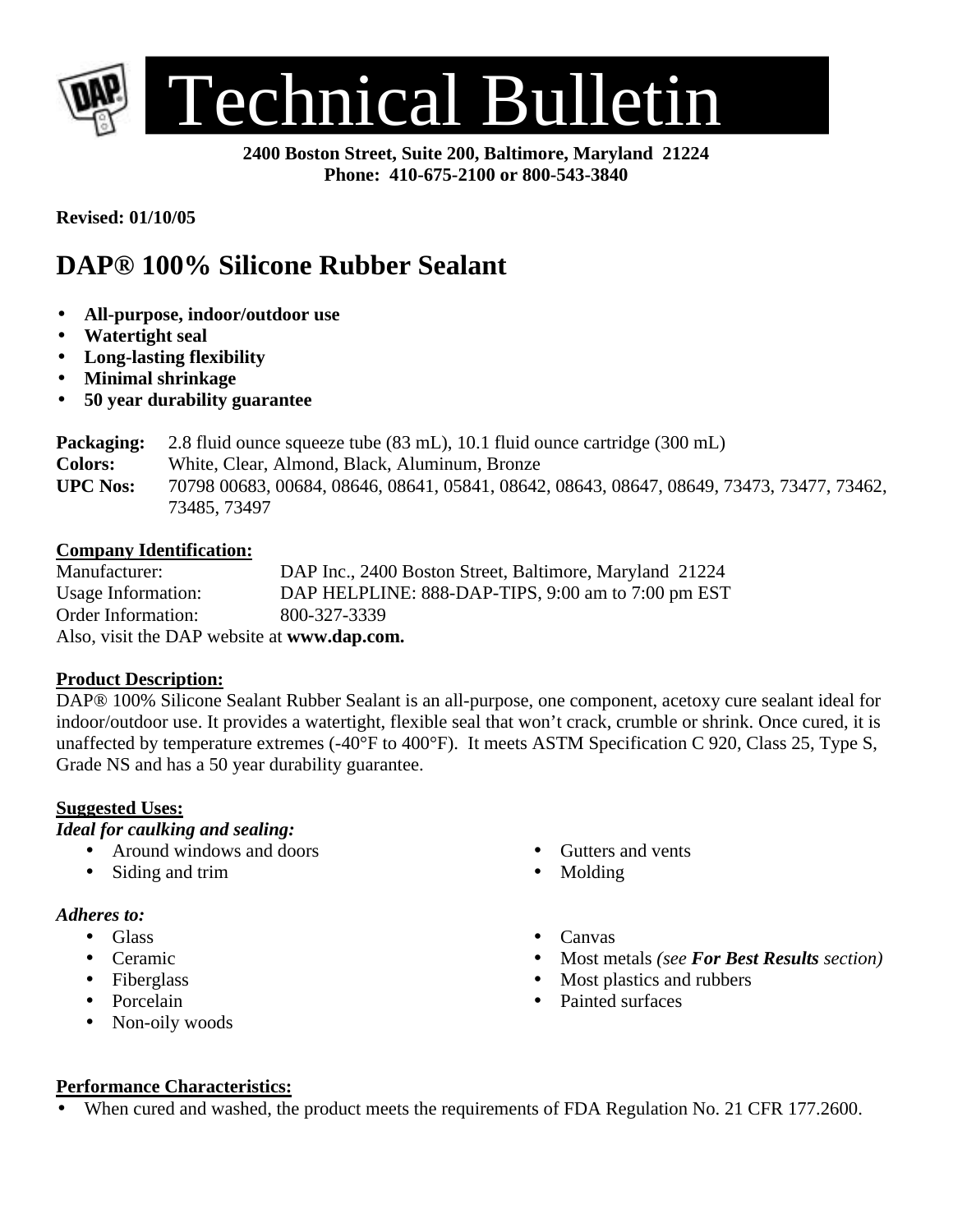# Technical Bulletin

**2400 Boston Street, Suite 200, Baltimore, Maryland 21224**
**Phone: 410-675-2100 or 800-543-3840**

**Revised: 01/10/05**

## DAP® 100% Silicone Rubber Sealant

- **All-purpose, indoor/outdoor use**
- **Watertight seal**
- **Long-lasting flexibility**
- **Minimal shrinkage**
- **50 year durability guarantee**

**Packaging:** 2.8 fluid ounce squeeze tube (83 mL), 10.1 fluid ounce cartridge (300 mL)
**Colors:** White, Clear, Almond, Black, Aluminum, Bronze
**UPC Nos:** 70798 00683, 00684, 08646, 08641, 05841, 08642, 08643, 08647, 08649, 73473, 73477, 73462, 73485, 73497

**Company Identification:**

Manufacturer: DAP Inc., 2400 Boston Street, Baltimore, Maryland 21224
Usage Information: DAP HELPLINE: 888-DAP-TIPS, 9:00 am to 7:00 pm EST
Order Information: 800-327-3339
Also, visit the DAP website at **www.dap.com.**

**Product Description:**

DAP® 100% Silicone Sealant Rubber Sealant is an all-purpose, one component, acetoxy cure sealant ideal for indoor/outdoor use. It provides a watertight, flexible seal that won't crack, crumble or shrink. Once cured, it is unaffected by temperature extremes (-40°F to 400°F). It meets ASTM Specification C 920, Class 25, Type S, Grade NS and has a 50 year durability guarantee.

**Suggested Uses:**

***Ideal for caulking and sealing:***

- Around windows and doors
- Siding and trim
- Gutters and vents
- Molding

***Adheres to:***

- Glass
- Ceramic
- Fiberglass
- Porcelain
- Non-oily woods
- Canvas
- Most metals *(see **For Best Results** section)*
- Most plastics and rubbers
- Painted surfaces

**Performance Characteristics:**

- When cured and washed, the product meets the requirements of FDA Regulation No. 21 CFR 177.2600.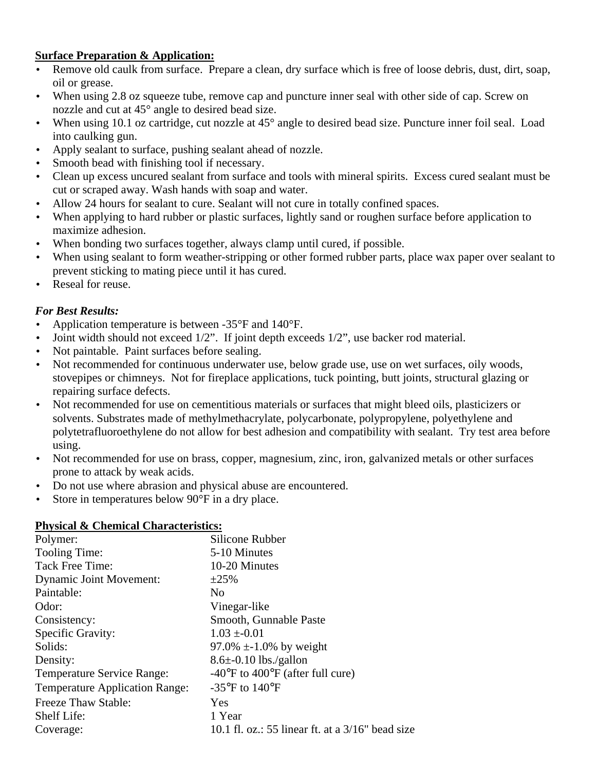**Surface Preparation & Application:**

- Remove old caulk from surface. Prepare a clean, dry surface which is free of loose debris, dust, dirt, soap, oil or grease.
- When using 2.8 oz squeeze tube, remove cap and puncture inner seal with other side of cap. Screw on nozzle and cut at 45° angle to desired bead size.
- When using 10.1 oz cartridge, cut nozzle at 45° angle to desired bead size. Puncture inner foil seal. Load into caulking gun.
- Apply sealant to surface, pushing sealant ahead of nozzle.
- Smooth bead with finishing tool if necessary.
- Clean up excess uncured sealant from surface and tools with mineral spirits. Excess cured sealant must be cut or scraped away. Wash hands with soap and water.
- Allow 24 hours for sealant to cure. Sealant will not cure in totally confined spaces.
- When applying to hard rubber or plastic surfaces, lightly sand or roughen surface before application to maximize adhesion.
- When bonding two surfaces together, always clamp until cured, if possible.
- When using sealant to form weather-stripping or other formed rubber parts, place wax paper over sealant to prevent sticking to mating piece until it has cured.
- Reseal for reuse.

***For Best Results:***

- Application temperature is between -35°F and 140°F.
- Joint width should not exceed 1/2". If joint depth exceeds 1/2", use backer rod material.
- Not paintable. Paint surfaces before sealing.
- Not recommended for continuous underwater use, below grade use, use on wet surfaces, oily woods, stovepipes or chimneys. Not for fireplace applications, tuck pointing, butt joints, structural glazing or repairing surface defects.
- Not recommended for use on cementitious materials or surfaces that might bleed oils, plasticizers or solvents. Substrates made of methylmethacrylate, polycarbonate, polypropylene, polyethylene and polytetrafluoroethylene do not allow for best adhesion and compatibility with sealant. Try test area before using.
- Not recommended for use on brass, copper, magnesium, zinc, iron, galvanized metals or other surfaces prone to attack by weak acids.
- Do not use where abrasion and physical abuse are encountered.
- Store in temperatures below 90°F in a dry place.

**Physical & Chemical Characteristics:**

| | |
|---|---|
| Polymer: | Silicone Rubber |
| Tooling Time: | 5-10 Minutes |
| Tack Free Time: | 10-20 Minutes |
| Dynamic Joint Movement: | ±25% |
| Paintable: | No |
| Odor: | Vinegar-like |
| Consistency: | Smooth, Gunnable Paste |
| Specific Gravity: | 1.03 ±-0.01 |
| Solids: | 97.0% ±-1.0% by weight |
| Density: | 8.6±-0.10 lbs./gallon |
| Temperature Service Range: | -40°F to 400°F (after full cure) |
| Temperature Application Range: | -35°F to 140°F |
| Freeze Thaw Stable: | Yes |
| Shelf Life: | 1 Year |
| Coverage: | 10.1 fl. oz.: 55 linear ft. at a 3/16" bead size |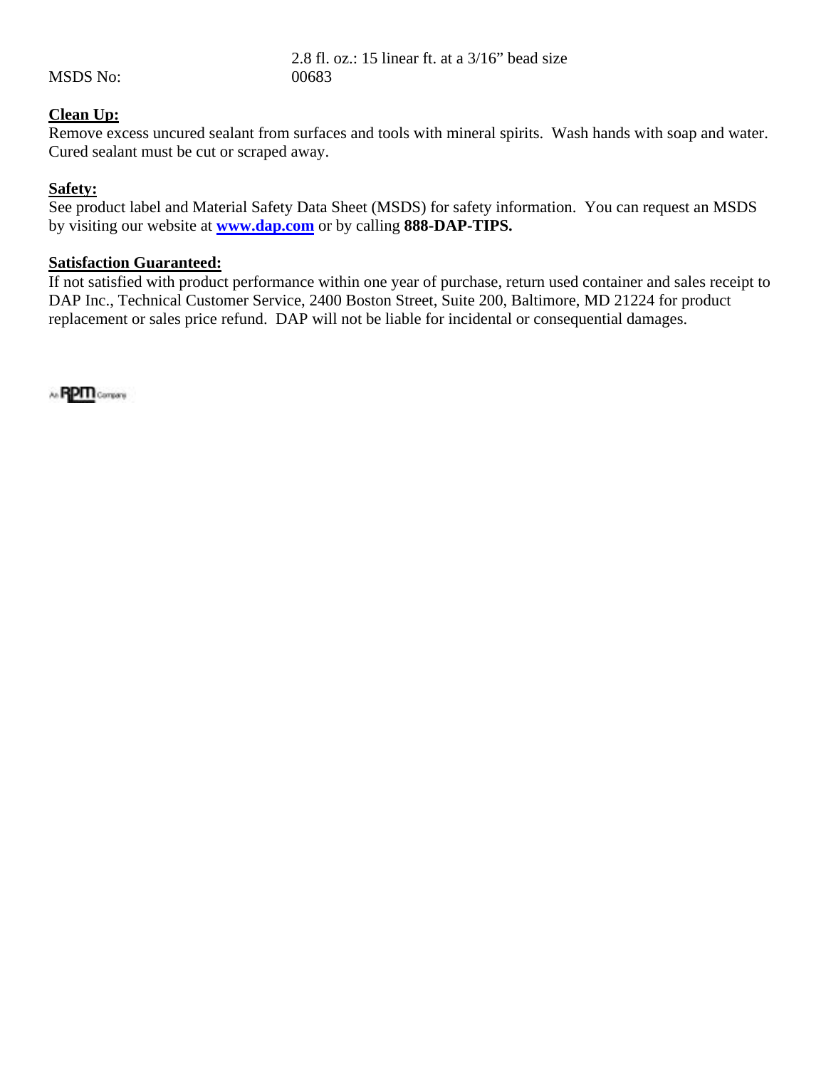|  |  |
| --- | --- |
|  | 2.8 fl. oz.: 15 linear ft. at a 3/16" bead size |
| MSDS No: | 00683 |

**Clean Up:**

Remove excess uncured sealant from surfaces and tools with mineral spirits. Wash hands with soap and water. Cured sealant must be cut or scraped away.

**Safety:**

See product label and Material Safety Data Sheet (MSDS) for safety information. You can request an MSDS by visiting our website at **www.dap.com** or by calling **888-DAP-TIPS.**

**Satisfaction Guaranteed:**

If not satisfied with product performance within one year of purchase, return used container and sales receipt to DAP Inc., Technical Customer Service, 2400 Boston Street, Suite 200, Baltimore, MD 21224 for product replacement or sales price refund. DAP will not be liable for incidental or consequential damages.

An RPM Company